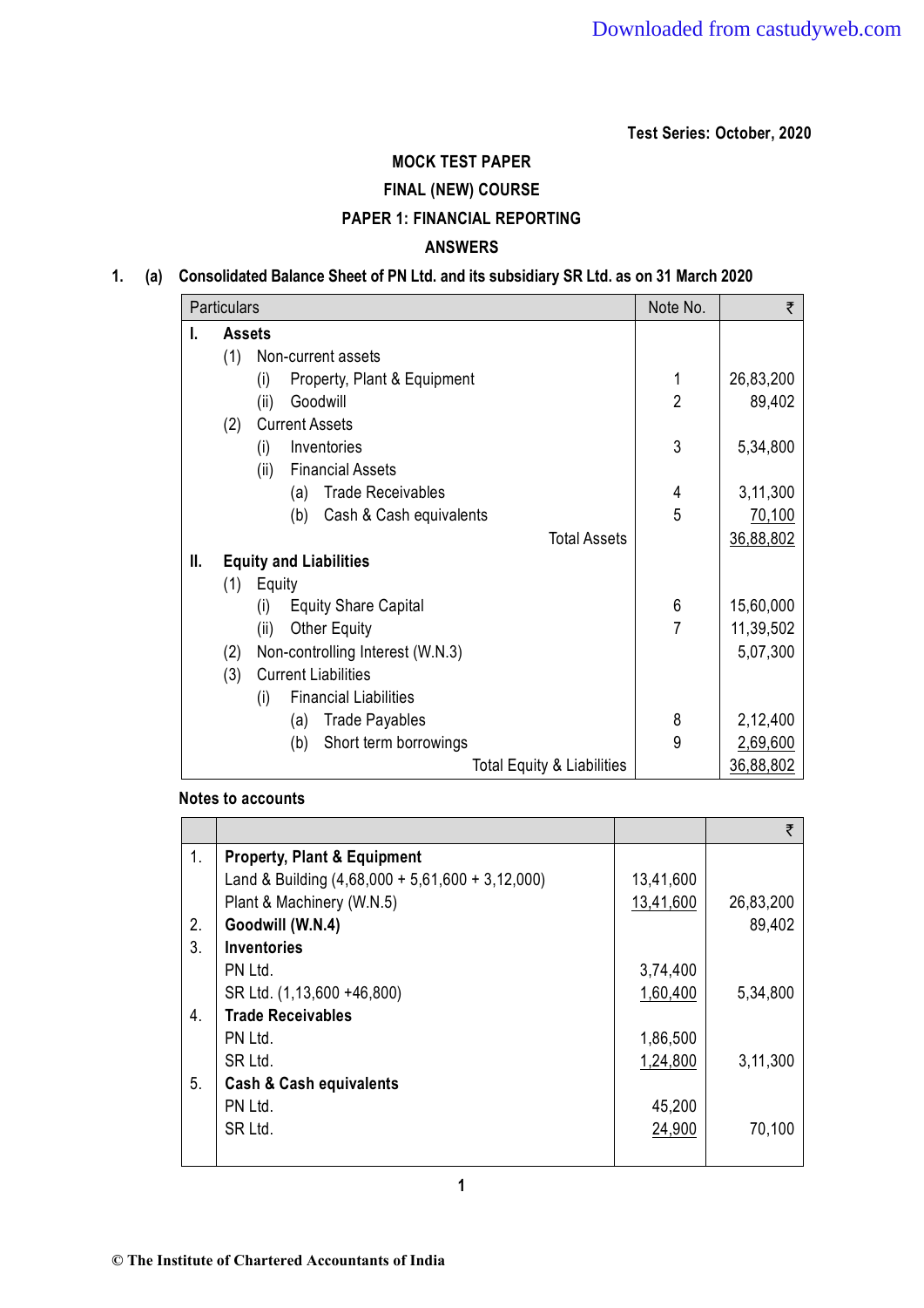Test Series: October, 2020

**MOCK TEST PAPER**

**FINAL (NEW) COURSE**

**PAPER 1: FINANCIAL REPORTING**

**ANSWERS**

**1. (a) Consolidated Balance Sheet of PN Ltd. and its subsidiary SR Ltd. as on 31 March 2020**

| Particulars | Note No. | ₹ |
|---|---|---|
| **I. Assets** | | |
| (1) Non-current assets | | |
| (i) Property, Plant & Equipment | 1 | 26,83,200 |
| (ii) Goodwill | 2 | 89,402 |
| (2) Current Assets | | |
| (i) Inventories | 3 | 5,34,800 |
| (ii) Financial Assets | | |
| (a) Trade Receivables | 4 | 3,11,300 |
| (b) Cash & Cash equivalents | 5 | 70,100 |
| Total Assets | | 36,88,802 |
| **II. Equity and Liabilities** | | |
| (1) Equity | | |
| (i) Equity Share Capital | 6 | 15,60,000 |
| (ii) Other Equity | 7 | 11,39,502 |
| (2) Non-controlling Interest (W.N.3) | | 5,07,300 |
| (3) Current Liabilities | | |
| (i) Financial Liabilities | | |
| (a) Trade Payables | 8 | 2,12,400 |
| (b) Short term borrowings | 9 | 2,69,600 |
| Total Equity & Liabilities | | 36,88,802 |

**Notes to accounts**

| | | | ₹ |
|---|---|---|---|
| 1. | **Property, Plant & Equipment** | | |
| | Land & Building (4,68,000 + 5,61,600 + 3,12,000) | 13,41,600 | |
| | Plant & Machinery (W.N.5) | 13,41,600 | 26,83,200 |
| 2. | **Goodwill (W.N.4)** | | 89,402 |
| 3. | **Inventories** | | |
| | PN Ltd. | 3,74,400 | |
| | SR Ltd. (1,13,600 +46,800) | 1,60,400 | 5,34,800 |
| 4. | **Trade Receivables** | | |
| | PN Ltd. | 1,86,500 | |
| | SR Ltd. | 1,24,800 | 3,11,300 |
| 5. | **Cash & Cash equivalents** | | |
| | PN Ltd. | 45,200 | |
| | SR Ltd. | 24,900 | 70,100 |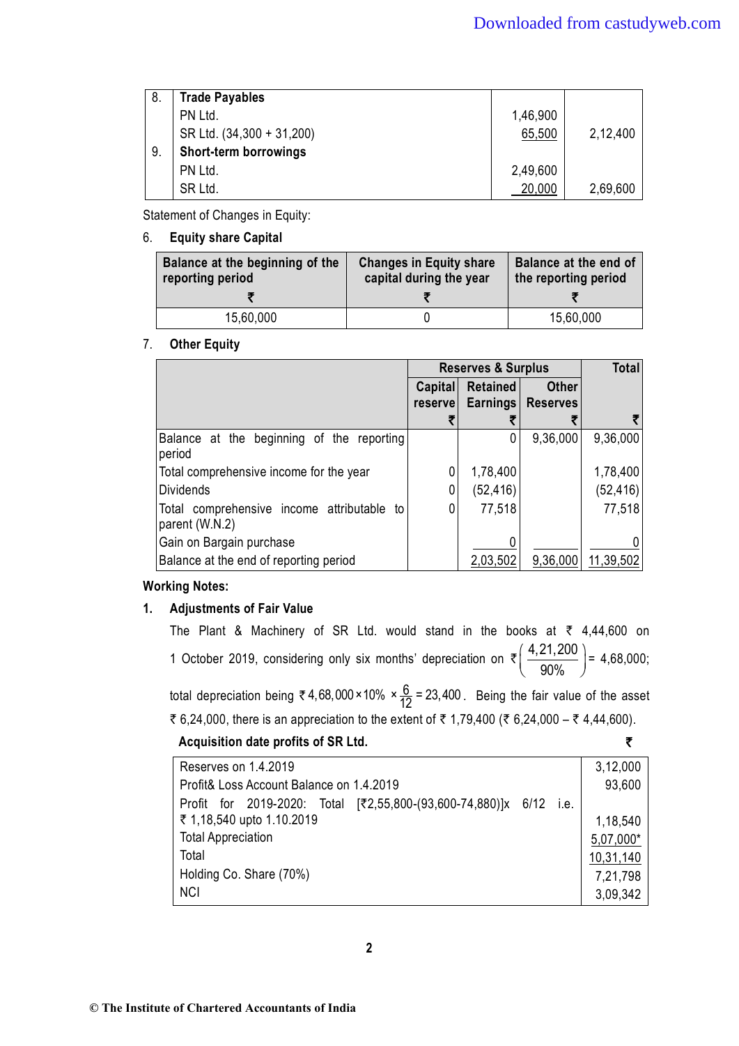| 8. | **Trade Payables** | | |
|---|---|---|---|
| | PN Ltd. | 1,46,900 | |
| | SR Ltd. (34,300 + 31,200) | 65,500 | 2,12,400 |
| 9. | **Short-term borrowings** | | |
| | PN Ltd. | 2,49,600 | |
| | SR Ltd. | 20,000 | 2,69,600 |

Statement of Changes in Equity:

6. **Equity share Capital**

| Balance at the beginning of the reporting period ₹ | Changes in Equity share capital during the year ₹ | Balance at the end of the reporting period ₹ |
|---|---|---|
| 15,60,000 | 0 | 15,60,000 |

7. **Other Equity**

| | Reserves & Surplus | | | Total |
|---|---|---|---|---|
| | Capital reserve ₹ | Retained Earnings ₹ | Other Reserves ₹ | ₹ |
| Balance at the beginning of the reporting period | | 0 | 9,36,000 | 9,36,000 |
| Total comprehensive income for the year | 0 | 1,78,400 | | 1,78,400 |
| Dividends | 0 | (52,416) | | (52,416) |
| Total comprehensive income attributable to parent (W.N.2) | 0 | 77,518 | | 77,518 |
| Gain on Bargain purchase | | 0 | | 0 |
| Balance at the end of reporting period | | 2,03,502 | 9,36,000 | 11,39,502 |

**Working Notes:**

**1. Adjustments of Fair Value**

The Plant & Machinery of SR Ltd. would stand in the books at ₹ 4,44,600 on 1 October 2019, considering only six months' depreciation on ₹ $\left(\frac{4,21,200}{90\%}\right)$ = 4,68,000; total depreciation being ₹ $4,68,000 \times 10\% \times \frac{6}{12} = 23,400$. Being the fair value of the asset ₹ 6,24,000, there is an appreciation to the extent of ₹ 1,79,400 (₹ 6,24,000 – ₹ 4,44,600).

**Acquisition date profits of SR Ltd.**

| | ₹ |
|---|---|
| Reserves on 1.4.2019 | 3,12,000 |
| Profit& Loss Account Balance on 1.4.2019 | 93,600 |
| Profit for 2019-2020: Total [₹2,55,800-(93,600-74,880)]x 6/12 i.e. ₹ 1,18,540 upto 1.10.2019 | 1,18,540 |
| Total Appreciation | 5,07,000* |
| Total | 10,31,140 |
| Holding Co. Share (70%) | 7,21,798 |
| NCI | 3,09,342 |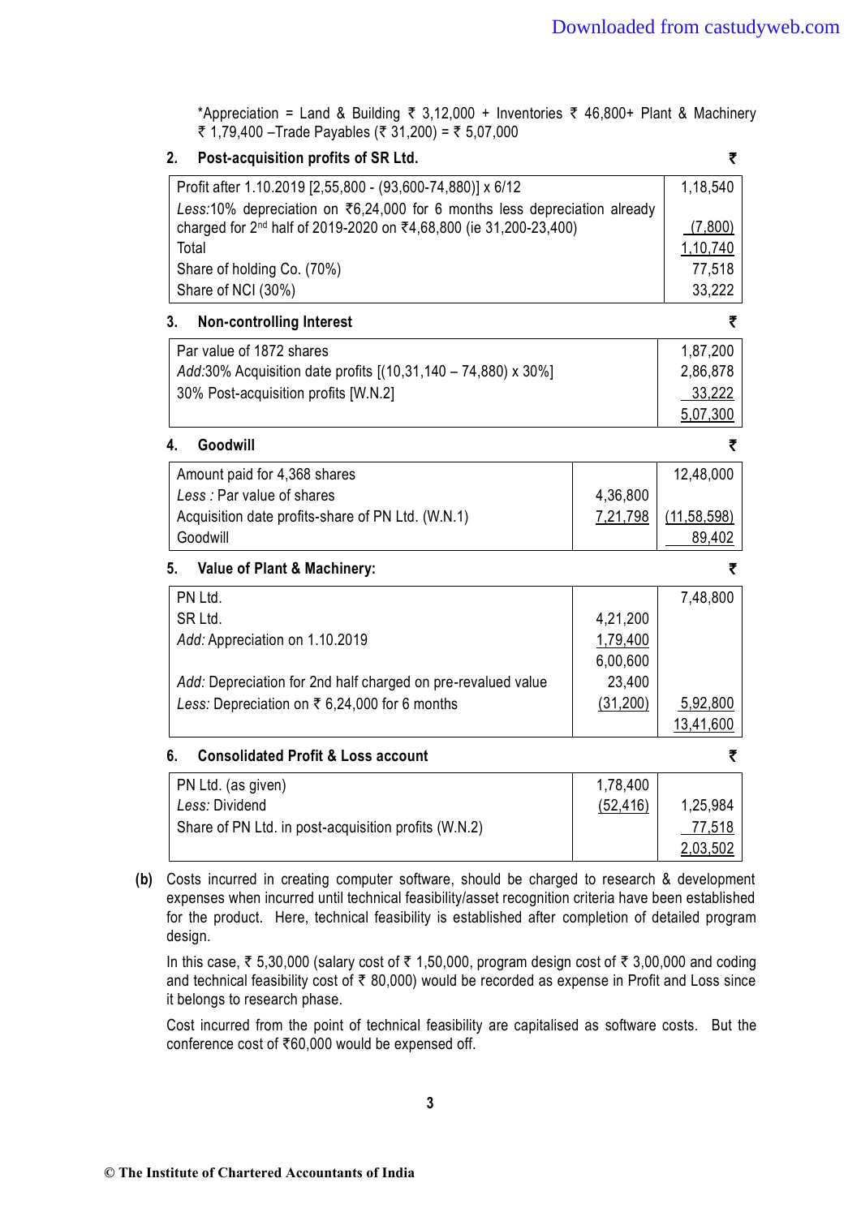*Appreciation = Land & Building ₹ 3,12,000 + Inventories ₹ 46,800+ Plant & Machinery ₹ 1,79,400 –Trade Payables (₹ 31,200) = ₹ 5,07,000

**2. Post-acquisition profits of SR Ltd.**

| | ₹ |
|---|---|
| Profit after 1.10.2019 [2,55,800 - (93,600-74,880)] x 6/12 | 1,18,540 |
| *Less:* 10% depreciation on ₹6,24,000 for 6 months less depreciation already charged for 2nd half of 2019-2020 on ₹4,68,800 (ie 31,200-23,400) | (7,800) |
| Total | 1,10,740 |
| Share of holding Co. (70%) | 77,518 |
| Share of NCI (30%) | 33,222 |

**3. Non-controlling Interest**

| | ₹ |
|---|---|
| Par value of 1872 shares | 1,87,200 |
| *Add:* 30% Acquisition date profits [(10,31,140 – 74,880) x 30%] | 2,86,878 |
| 30% Post-acquisition profits [W.N.2] | 33,222 |
| | 5,07,300 |

**4. Goodwill**

| | | ₹ |
|---|---|---|
| Amount paid for 4,368 shares | | 12,48,000 |
| *Less :* Par value of shares | 4,36,800 | |
| Acquisition date profits-share of PN Ltd. (W.N.1) | 7,21,798 | (11,58,598) |
| Goodwill | | 89,402 |

**5. Value of Plant & Machinery:**

| | | ₹ |
|---|---|---|
| PN Ltd. | | 7,48,800 |
| SR Ltd. | 4,21,200 | |
| *Add:* Appreciation on 1.10.2019 | 1,79,400 | |
| | 6,00,600 | |
| *Add:* Depreciation for 2nd half charged on pre-revalued value | 23,400 | |
| *Less:* Depreciation on ₹ 6,24,000 for 6 months | (31,200) | 5,92,800 |
| | | 13,41,600 |

**6. Consolidated Profit & Loss account**

| | | ₹ |
|---|---|---|
| PN Ltd. (as given) | 1,78,400 | |
| *Less:* Dividend | (52,416) | 1,25,984 |
| Share of PN Ltd. in post-acquisition profits (W.N.2) | | 77,518 |
| | | 2,03,502 |

**(b)** Costs incurred in creating computer software, should be charged to research & development expenses when incurred until technical feasibility/asset recognition criteria have been established for the product. Here, technical feasibility is established after completion of detailed program design.

In this case, ₹ 5,30,000 (salary cost of ₹ 1,50,000, program design cost of ₹ 3,00,000 and coding and technical feasibility cost of ₹ 80,000) would be recorded as expense in Profit and Loss since it belongs to research phase.

Cost incurred from the point of technical feasibility are capitalised as software costs. But the conference cost of ₹60,000 would be expensed off.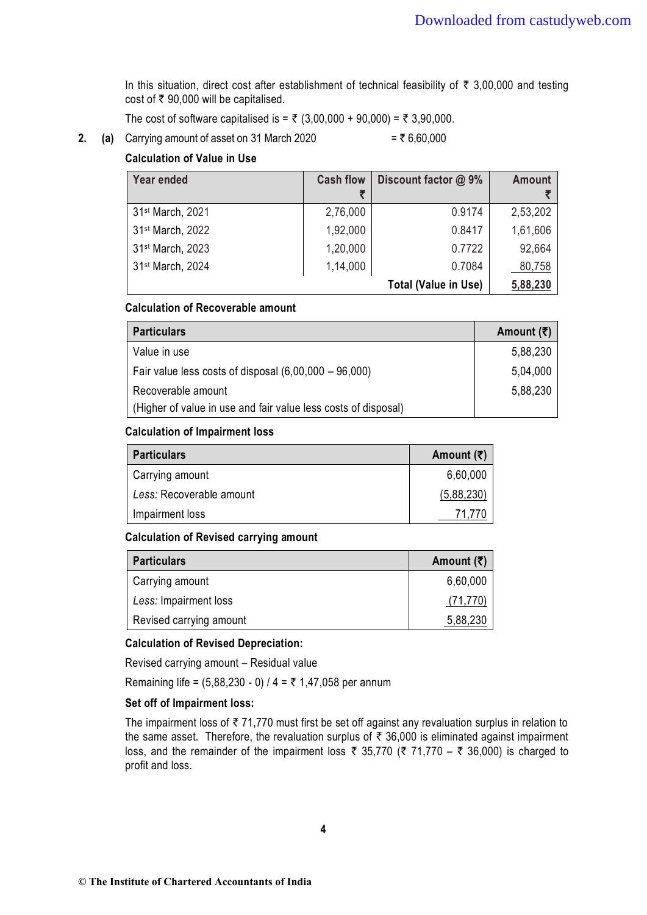In this situation, direct cost after establishment of technical feasibility of ₹ 3,00,000 and testing cost of ₹ 90,000 will be capitalised.

The cost of software capitalised is = ₹ (3,00,000 + 90,000) = ₹ 3,90,000.

**2. (a)** Carrying amount of asset on 31 March 2020 = ₹ 6,60,000

**Calculation of Value in Use**

| Year ended | Cash flow ₹ | Discount factor @ 9% | Amount ₹ |
|---|---:|---:|---:|
| 31st March, 2021 | 2,76,000 | 0.9174 | 2,53,202 |
| 31st March, 2022 | 1,92,000 | 0.8417 | 1,61,606 |
| 31st March, 2023 | 1,20,000 | 0.7722 | 92,664 |
| 31st March, 2024 | 1,14,000 | 0.7084 | 80,758 |
| | | **Total (Value in Use)** | **5,88,230** |

**Calculation of Recoverable amount**

| Particulars | Amount (₹) |
|---|---:|
| Value in use | 5,88,230 |
| Fair value less costs of disposal (6,00,000 – 96,000) | 5,04,000 |
| Recoverable amount (Higher of value in use and fair value less costs of disposal) | 5,88,230 |

**Calculation of Impairment loss**

| Particulars | Amount (₹) |
|---|---:|
| Carrying amount | 6,60,000 |
| *Less:* Recoverable amount | (5,88,230) |
| Impairment loss | 71,770 |

**Calculation of Revised carrying amount**

| Particulars | Amount (₹) |
|---|---:|
| Carrying amount | 6,60,000 |
| *Less:* Impairment loss | (71,770) |
| Revised carrying amount | 5,88,230 |

**Calculation of Revised Depreciation:**

Revised carrying amount – Residual value

Remaining life = (5,88,230 - 0) / 4 = ₹ 1,47,058 per annum

**Set off of Impairment loss:**

The impairment loss of ₹ 71,770 must first be set off against any revaluation surplus in relation to the same asset. Therefore, the revaluation surplus of ₹ 36,000 is eliminated against impairment loss, and the remainder of the impairment loss ₹ 35,770 (₹ 71,770 – ₹ 36,000) is charged to profit and loss.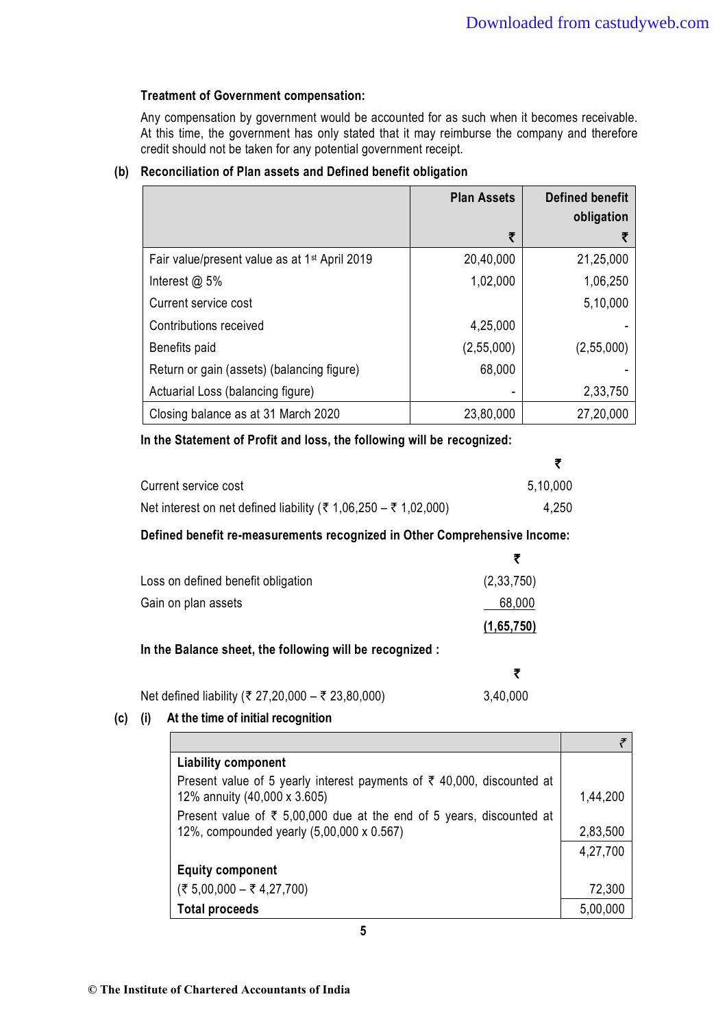**Treatment of Government compensation:**

Any compensation by government would be accounted for as such when it becomes receivable. At this time, the government has only stated that it may reimburse the company and therefore credit should not be taken for any potential government receipt.

**(b) Reconciliation of Plan assets and Defined benefit obligation**

| | Plan Assets ₹ | Defined benefit obligation ₹ |
|---|---|---|
| Fair value/present value as at 1st April 2019 | 20,40,000 | 21,25,000 |
| Interest @ 5% | 1,02,000 | 1,06,250 |
| Current service cost | | 5,10,000 |
| Contributions received | 4,25,000 | - |
| Benefits paid | (2,55,000) | (2,55,000) |
| Return or gain (assets) (balancing figure) | 68,000 | - |
| Actuarial Loss (balancing figure) | - | 2,33,750 |
| Closing balance as at 31 March 2020 | 23,80,000 | 27,20,000 |

**In the Statement of Profit and loss, the following will be recognized:**

| | ₹ |
|---|---|
| Current service cost | 5,10,000 |
| Net interest on net defined liability (₹ 1,06,250 – ₹ 1,02,000) | 4,250 |

**Defined benefit re-measurements recognized in Other Comprehensive Income:**

| | ₹ |
|---|---|
| Loss on defined benefit obligation | (2,33,750) |
| Gain on plan assets | 68,000 |
| | **(1,65,750)** |

**In the Balance sheet, the following will be recognized :**

| | ₹ |
|---|---|
| Net defined liability (₹ 27,20,000 – ₹ 23,80,000) | 3,40,000 |

**(c) (i) At the time of initial recognition**

| | ₹ |
|---|---|
| **Liability component** | |
| Present value of 5 yearly interest payments of ₹ 40,000, discounted at 12% annuity (40,000 x 3.605) | 1,44,200 |
| Present value of ₹ 5,00,000 due at the end of 5 years, discounted at 12%, compounded yearly (5,00,000 x 0.567) | 2,83,500 |
| | 4,27,700 |
| **Equity component** | |
| (₹ 5,00,000 – ₹ 4,27,700) | 72,300 |
| **Total proceeds** | 5,00,000 |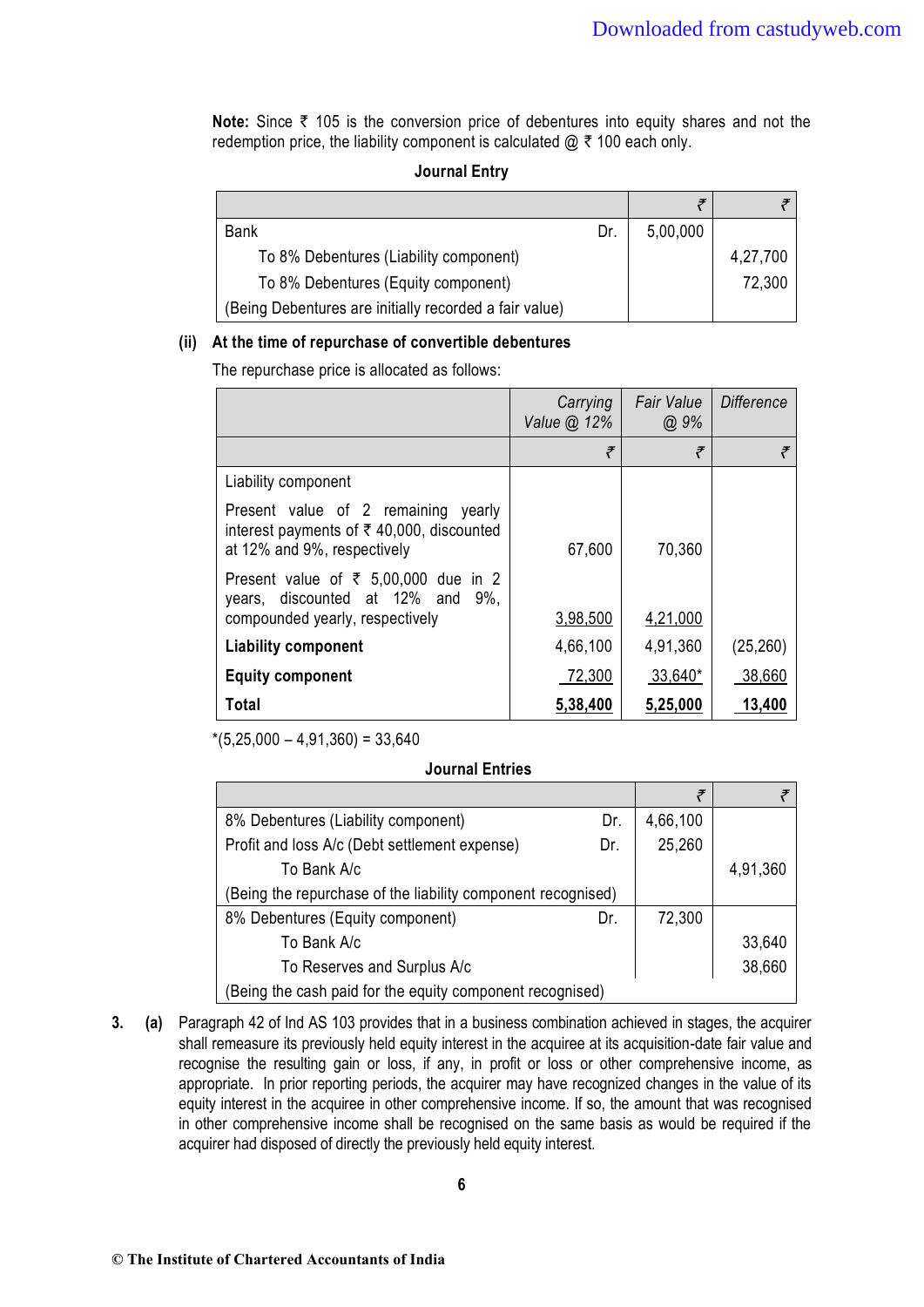**Note:** Since ₹ 105 is the conversion price of debentures into equity shares and not the redemption price, the liability component is calculated @ ₹ 100 each only.

**Journal Entry**

| | | ₹ | ₹ |
|---|---|---|---|
| Bank | Dr. | 5,00,000 | |
| To 8% Debentures (Liability component) | | | 4,27,700 |
| To 8% Debentures (Equity component) | | | 72,300 |
| (Being Debentures are initially recorded a fair value) | | | |

**(ii) At the time of repurchase of convertible debentures**

The repurchase price is allocated as follows:

| | *Carrying Value @ 12%* | *Fair Value @ 9%* | *Difference* |
|---|---|---|---|
| | ₹ | ₹ | ₹ |
| Liability component | | | |
| Present value of 2 remaining yearly interest payments of ₹ 40,000, discounted at 12% and 9%, respectively | 67,600 | 70,360 | |
| Present value of ₹ 5,00,000 due in 2 years, discounted at 12% and 9%, compounded yearly, respectively | 3,98,500 | 4,21,000 | |
| **Liability component** | 4,66,100 | 4,91,360 | (25,260) |
| **Equity component** | 72,300 | 33,640* | 38,660 |
| **Total** | **5,38,400** | **5,25,000** | **13,400** |

*(5,25,000 – 4,91,360) = 33,640

**Journal Entries**

| | | ₹ | ₹ |
|---|---|---|---|
| 8% Debentures (Liability component) | Dr. | 4,66,100 | |
| Profit and loss A/c (Debt settlement expense) | Dr. | 25,260 | |
| To Bank A/c | | | 4,91,360 |
| (Being the repurchase of the liability component recognised) | | | |
| 8% Debentures (Equity component) | Dr. | 72,300 | |
| To Bank A/c | | | 33,640 |
| To Reserves and Surplus A/c | | | 38,660 |
| (Being the cash paid for the equity component recognised) | | | |

**3. (a)** Paragraph 42 of Ind AS 103 provides that in a business combination achieved in stages, the acquirer shall remeasure its previously held equity interest in the acquiree at its acquisition-date fair value and recognise the resulting gain or loss, if any, in profit or loss or other comprehensive income, as appropriate. In prior reporting periods, the acquirer may have recognized changes in the value of its equity interest in the acquiree in other comprehensive income. If so, the amount that was recognised in other comprehensive income shall be recognised on the same basis as would be required if the acquirer had disposed of directly the previously held equity interest.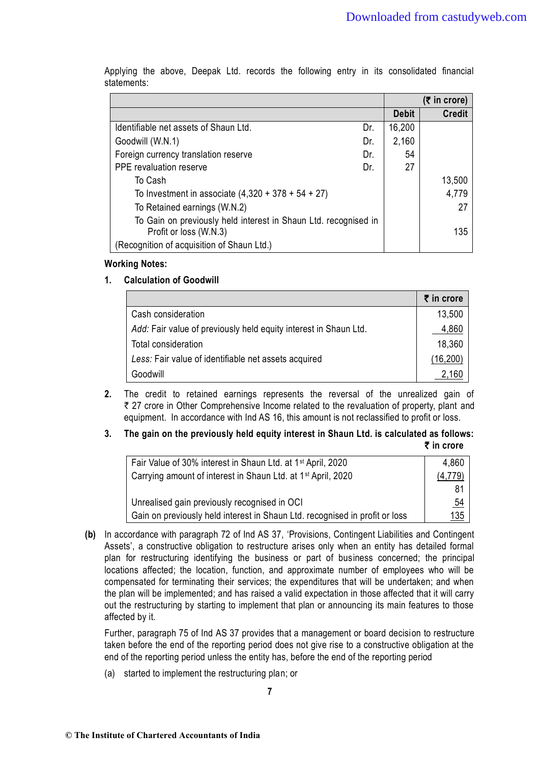Applying the above, Deepak Ltd. records the following entry in its consolidated financial statements:

| | | (₹ in crore) | |
|---|---|---|---|
| | | **Debit** | **Credit** |
| Identifiable net assets of Shaun Ltd. | Dr. | 16,200 | |
| Goodwill (W.N.1) | Dr. | 2,160 | |
| Foreign currency translation reserve | Dr. | 54 | |
| PPE revaluation reserve | Dr. | 27 | |
| To Cash | | | 13,500 |
| To Investment in associate (4,320 + 378 + 54 + 27) | | | 4,779 |
| To Retained earnings (W.N.2) | | | 27 |
| To Gain on previously held interest in Shaun Ltd. recognised in Profit or loss (W.N.3) | | | 135 |
| (Recognition of acquisition of Shaun Ltd.) | | | |

**Working Notes:**

**1. Calculation of Goodwill**

| | ₹ in crore |
|---|---|
| Cash consideration | 13,500 |
| *Add:* Fair value of previously held equity interest in Shaun Ltd. | 4,860 |
| Total consideration | 18,360 |
| *Less:* Fair value of identifiable net assets acquired | (16,200) |
| Goodwill | 2,160 |

2. The credit to retained earnings represents the reversal of the unrealized gain of ₹ 27 crore in Other Comprehensive Income related to the revaluation of property, plant and equipment. In accordance with Ind AS 16, this amount is not reclassified to profit or loss.

3. **The gain on the previously held equity interest in Shaun Ltd. is calculated as follows:**

| | ₹ in crore |
|---|---|
| Fair Value of 30% interest in Shaun Ltd. at 1st April, 2020 | 4,860 |
| Carrying amount of interest in Shaun Ltd. at 1st April, 2020 | (4,779) |
| | 81 |
| Unrealised gain previously recognised in OCI | 54 |
| Gain on previously held interest in Shaun Ltd. recognised in profit or loss | 135 |

**(b)** In accordance with paragraph 72 of Ind AS 37, 'Provisions, Contingent Liabilities and Contingent Assets', a constructive obligation to restructure arises only when an entity has detailed formal plan for restructuring identifying the business or part of business concerned; the principal locations affected; the location, function, and approximate number of employees who will be compensated for terminating their services; the expenditures that will be undertaken; and when the plan will be implemented; and has raised a valid expectation in those affected that it will carry out the restructuring by starting to implement that plan or announcing its main features to those affected by it.

Further, paragraph 75 of Ind AS 37 provides that a management or board decision to restructure taken before the end of the reporting period does not give rise to a constructive obligation at the end of the reporting period unless the entity has, before the end of the reporting period

(a) started to implement the restructuring plan; or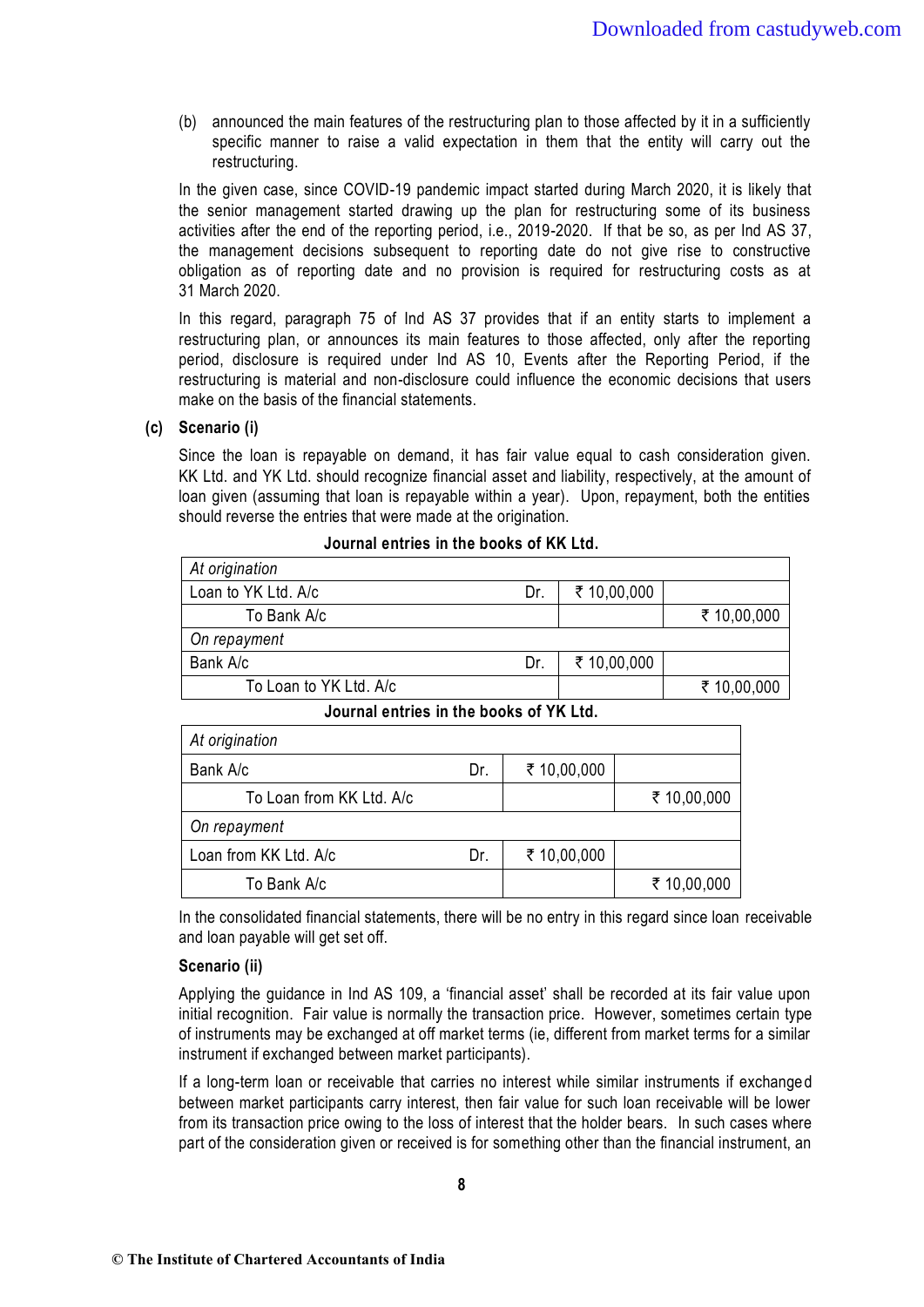(b) announced the main features of the restructuring plan to those affected by it in a sufficiently specific manner to raise a valid expectation in them that the entity will carry out the restructuring.

In the given case, since COVID-19 pandemic impact started during March 2020, it is likely that the senior management started drawing up the plan for restructuring some of its business activities after the end of the reporting period, i.e., 2019-2020. If that be so, as per Ind AS 37, the management decisions subsequent to reporting date do not give rise to constructive obligation as of reporting date and no provision is required for restructuring costs as at 31 March 2020.

In this regard, paragraph 75 of Ind AS 37 provides that if an entity starts to implement a restructuring plan, or announces its main features to those affected, only after the reporting period, disclosure is required under Ind AS 10, Events after the Reporting Period, if the restructuring is material and non-disclosure could influence the economic decisions that users make on the basis of the financial statements.

**(c) Scenario (i)**

Since the loan is repayable on demand, it has fair value equal to cash consideration given. KK Ltd. and YK Ltd. should recognize financial asset and liability, respectively, at the amount of loan given (assuming that loan is repayable within a year). Upon, repayment, both the entities should reverse the entries that were made at the origination.

**Journal entries in the books of KK Ltd.**

| | | | |
|---|---|---|---|
| *At origination* | | | |
| Loan to YK Ltd. A/c | Dr. | ₹ 10,00,000 | |
| To Bank A/c | | | ₹ 10,00,000 |
| *On repayment* | | | |
| Bank A/c | Dr. | ₹ 10,00,000 | |
| To Loan to YK Ltd. A/c | | | ₹ 10,00,000 |

**Journal entries in the books of YK Ltd.**

| | | | |
|---|---|---|---|
| *At origination* | | | |
| Bank A/c | Dr. | ₹ 10,00,000 | |
| To Loan from KK Ltd. A/c | | | ₹ 10,00,000 |
| *On repayment* | | | |
| Loan from KK Ltd. A/c | Dr. | ₹ 10,00,000 | |
| To Bank A/c | | | ₹ 10,00,000 |

In the consolidated financial statements, there will be no entry in this regard since loan receivable and loan payable will get set off.

**Scenario (ii)**

Applying the guidance in Ind AS 109, a 'financial asset' shall be recorded at its fair value upon initial recognition. Fair value is normally the transaction price. However, sometimes certain type of instruments may be exchanged at off market terms (ie, different from market terms for a similar instrument if exchanged between market participants).

If a long-term loan or receivable that carries no interest while similar instruments if exchanged between market participants carry interest, then fair value for such loan receivable will be lower from its transaction price owing to the loss of interest that the holder bears. In such cases where part of the consideration given or received is for something other than the financial instrument, an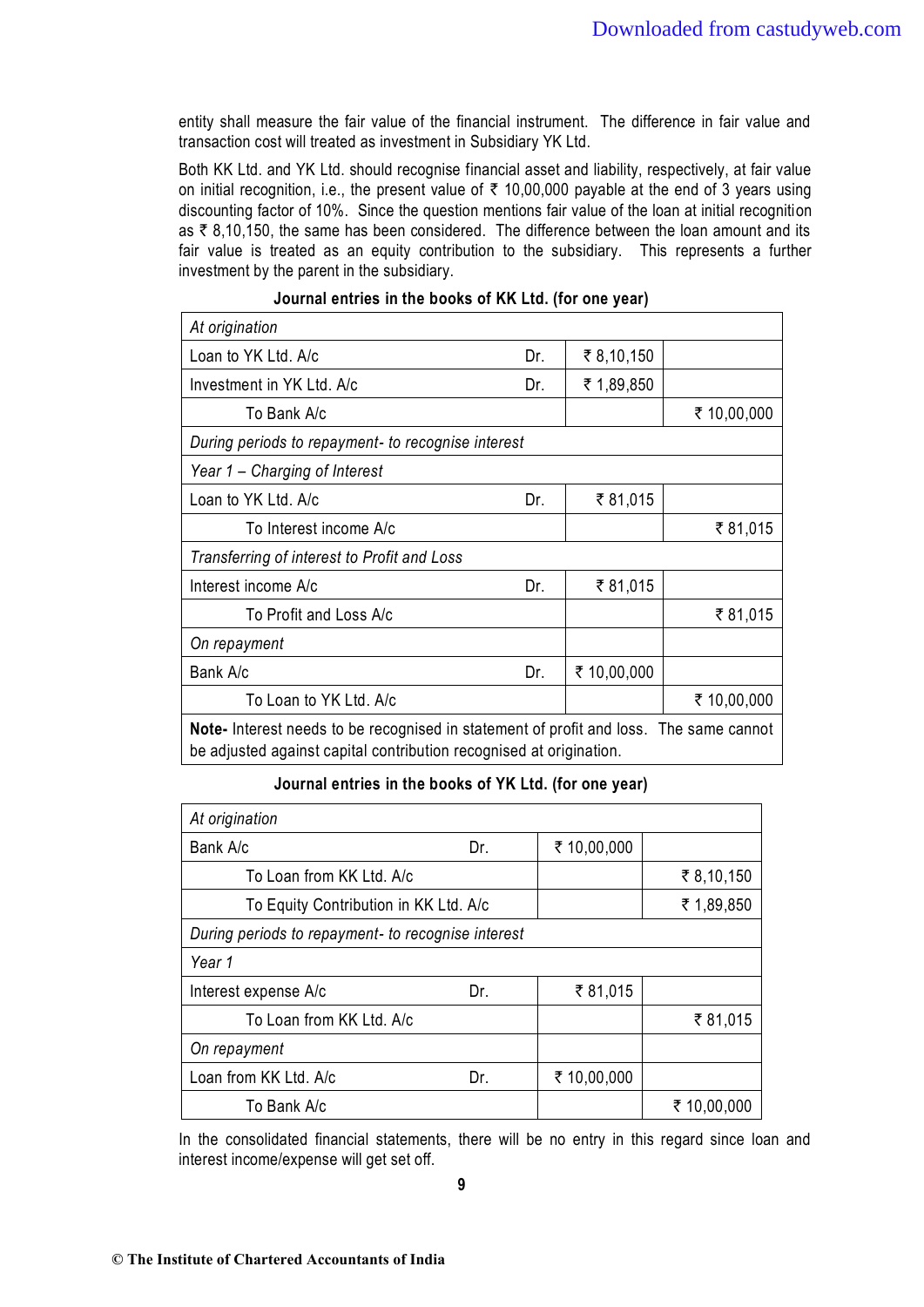entity shall measure the fair value of the financial instrument. The difference in fair value and transaction cost will treated as investment in Subsidiary YK Ltd.

Both KK Ltd. and YK Ltd. should recognise financial asset and liability, respectively, at fair value on initial recognition, i.e., the present value of ₹ 10,00,000 payable at the end of 3 years using discounting factor of 10%. Since the question mentions fair value of the loan at initial recognition as ₹ 8,10,150, the same has been considered. The difference between the loan amount and its fair value is treated as an equity contribution to the subsidiary. This represents a further investment by the parent in the subsidiary.

**Journal entries in the books of KK Ltd. (for one year)**

| | | | |
|---|---|---|---|
| *At origination* | | | |
| Loan to YK Ltd. A/c | Dr. | ₹ 8,10,150 | |
| Investment in YK Ltd. A/c | Dr. | ₹ 1,89,850 | |
| To Bank A/c | | | ₹ 10,00,000 |
| *During periods to repayment- to recognise interest* | | | |
| *Year 1 – Charging of Interest* | | | |
| Loan to YK Ltd. A/c | Dr. | ₹ 81,015 | |
| To Interest income A/c | | | ₹ 81,015 |
| *Transferring of interest to Profit and Loss* | | | |
| Interest income A/c | Dr. | ₹ 81,015 | |
| To Profit and Loss A/c | | | ₹ 81,015 |
| *On repayment* | | | |
| Bank A/c | Dr. | ₹ 10,00,000 | |
| To Loan to YK Ltd. A/c | | | ₹ 10,00,000 |
| **Note-** Interest needs to be recognised in statement of profit and loss. The same cannot be adjusted against capital contribution recognised at origination. | | | |

**Journal entries in the books of YK Ltd. (for one year)**

| | | | |
|---|---|---|---|
| *At origination* | | | |
| Bank A/c | Dr. | ₹ 10,00,000 | |
| To Loan from KK Ltd. A/c | | | ₹ 8,10,150 |
| To Equity Contribution in KK Ltd. A/c | | | ₹ 1,89,850 |
| *During periods to repayment- to recognise interest* | | | |
| *Year 1* | | | |
| Interest expense A/c | Dr. | ₹ 81,015 | |
| To Loan from KK Ltd. A/c | | | ₹ 81,015 |
| *On repayment* | | | |
| Loan from KK Ltd. A/c | Dr. | ₹ 10,00,000 | |
| To Bank A/c | | | ₹ 10,00,000 |

In the consolidated financial statements, there will be no entry in this regard since loan and interest income/expense will get set off.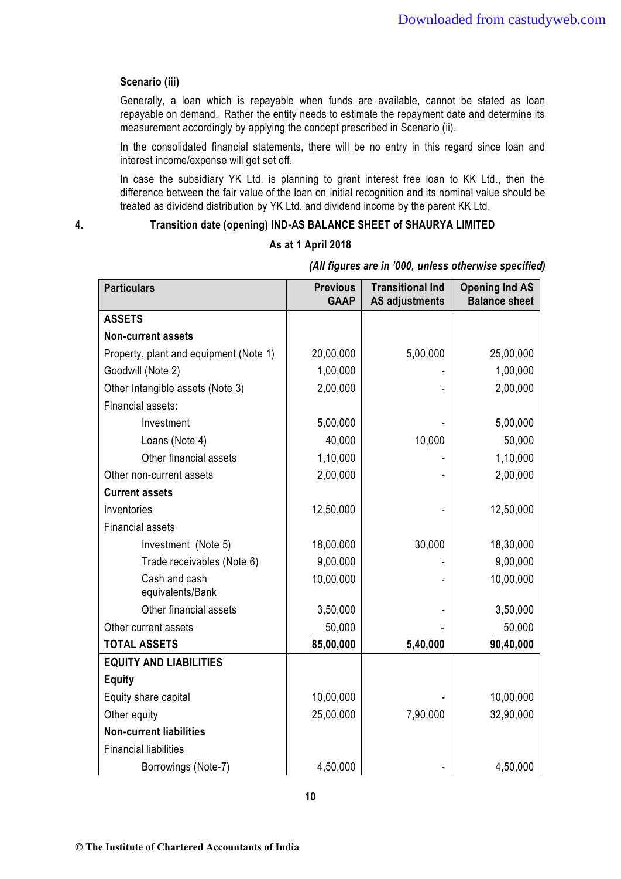**Scenario (iii)**

Generally, a loan which is repayable when funds are available, cannot be stated as loan repayable on demand. Rather the entity needs to estimate the repayment date and determine its measurement accordingly by applying the concept prescribed in Scenario (ii).

In the consolidated financial statements, there will be no entry in this regard since loan and interest income/expense will get set off.

In case the subsidiary YK Ltd. is planning to grant interest free loan to KK Ltd., then the difference between the fair value of the loan on initial recognition and its nominal value should be treated as dividend distribution by YK Ltd. and dividend income by the parent KK Ltd.

4. **Transition date (opening) IND-AS BALANCE SHEET of SHAURYA LIMITED**

**As at 1 April 2018**

*(All figures are in '000, unless otherwise specified)*

| Particulars | Previous GAAP | Transitional Ind AS adjustments | Opening Ind AS Balance sheet |
|---|---|---|---|
| **ASSETS** | | | |
| **Non-current assets** | | | |
| Property, plant and equipment (Note 1) | 20,00,000 | 5,00,000 | 25,00,000 |
| Goodwill (Note 2) | 1,00,000 | - | 1,00,000 |
| Other Intangible assets (Note 3) | 2,00,000 | - | 2,00,000 |
| Financial assets: | | | |
| Investment | 5,00,000 | - | 5,00,000 |
| Loans (Note 4) | 40,000 | 10,000 | 50,000 |
| Other financial assets | 1,10,000 | - | 1,10,000 |
| Other non-current assets | 2,00,000 | - | 2,00,000 |
| **Current assets** | | | |
| Inventories | 12,50,000 | - | 12,50,000 |
| Financial assets | | | |
| Investment (Note 5) | 18,00,000 | 30,000 | 18,30,000 |
| Trade receivables (Note 6) | 9,00,000 | - | 9,00,000 |
| Cash and cash equivalents/Bank | 10,00,000 | - | 10,00,000 |
| Other financial assets | 3,50,000 | - | 3,50,000 |
| Other current assets | 50,000 | - | 50,000 |
| **TOTAL ASSETS** | **85,00,000** | **5,40,000** | **90,40,000** |
| **EQUITY AND LIABILITIES** | | | |
| **Equity** | | | |
| Equity share capital | 10,00,000 | - | 10,00,000 |
| Other equity | 25,00,000 | 7,90,000 | 32,90,000 |
| **Non-current liabilities** | | | |
| Financial liabilities | | | |
| Borrowings (Note-7) | 4,50,000 | - | 4,50,000 |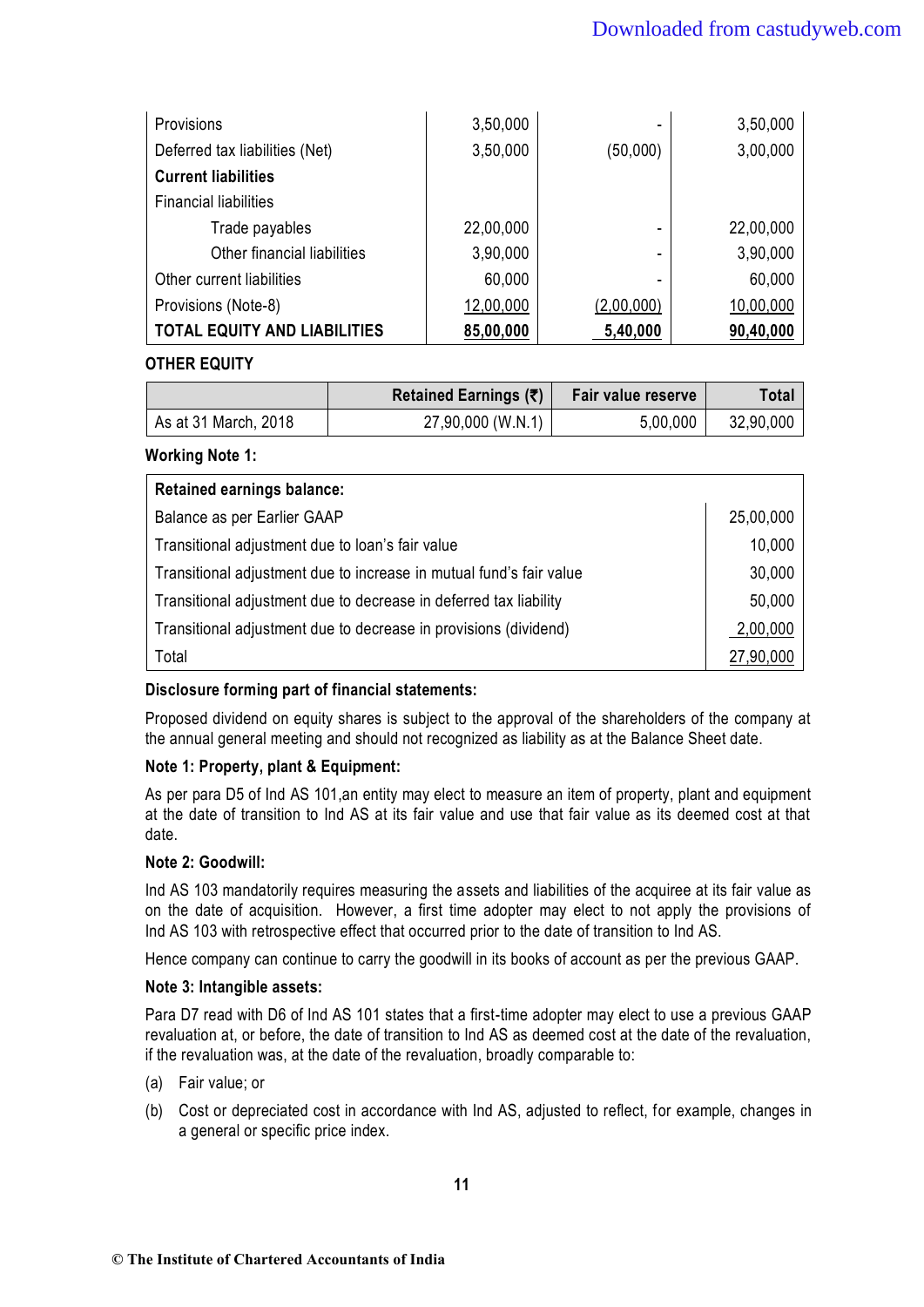| | | | |
|---|---|---|---|
| Provisions | 3,50,000 | - | 3,50,000 |
| Deferred tax liabilities (Net) | 3,50,000 | (50,000) | 3,00,000 |
| **Current liabilities** | | | |
| Financial liabilities | | | |
| Trade payables | 22,00,000 | - | 22,00,000 |
| Other financial liabilities | 3,90,000 | - | 3,90,000 |
| Other current liabilities | 60,000 | - | 60,000 |
| Provisions (Note-8) | 12,00,000 | (2,00,000) | 10,00,000 |
| **TOTAL EQUITY AND LIABILITIES** | **85,00,000** | **5,40,000** | **90,40,000** |

**OTHER EQUITY**

| | Retained Earnings (₹) | Fair value reserve | Total |
|---|---|---|---|
| As at 31 March, 2018 | 27,90,000 (W.N.1) | 5,00,000 | 32,90,000 |

**Working Note 1:**

| **Retained earnings balance:** | |
|---|---|
| Balance as per Earlier GAAP | 25,00,000 |
| Transitional adjustment due to loan's fair value | 10,000 |
| Transitional adjustment due to increase in mutual fund's fair value | 30,000 |
| Transitional adjustment due to decrease in deferred tax liability | 50,000 |
| Transitional adjustment due to decrease in provisions (dividend) | 2,00,000 |
| Total | 27,90,000 |

**Disclosure forming part of financial statements:**

Proposed dividend on equity shares is subject to the approval of the shareholders of the company at the annual general meeting and should not recognized as liability as at the Balance Sheet date.

**Note 1: Property, plant & Equipment:**

As per para D5 of Ind AS 101,an entity may elect to measure an item of property, plant and equipment at the date of transition to Ind AS at its fair value and use that fair value as its deemed cost at that date.

**Note 2: Goodwill:**

Ind AS 103 mandatorily requires measuring the assets and liabilities of the acquiree at its fair value as on the date of acquisition. However, a first time adopter may elect to not apply the provisions of Ind AS 103 with retrospective effect that occurred prior to the date of transition to Ind AS.

Hence company can continue to carry the goodwill in its books of account as per the previous GAAP.

**Note 3: Intangible assets:**

Para D7 read with D6 of Ind AS 101 states that a first-time adopter may elect to use a previous GAAP revaluation at, or before, the date of transition to Ind AS as deemed cost at the date of the revaluation, if the revaluation was, at the date of the revaluation, broadly comparable to:

(a) Fair value; or

(b) Cost or depreciated cost in accordance with Ind AS, adjusted to reflect, for example, changes in a general or specific price index.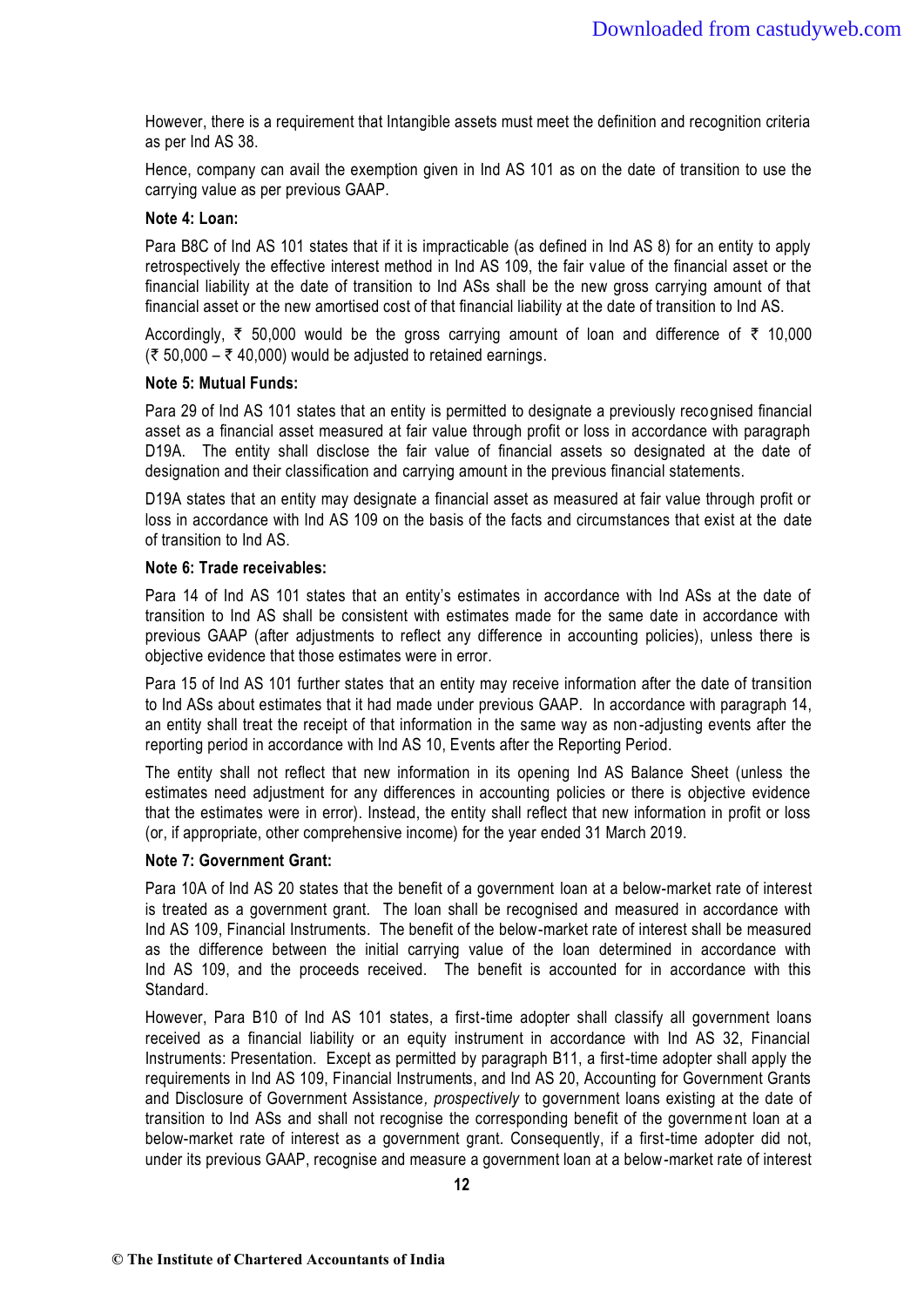However, there is a requirement that Intangible assets must meet the definition and recognition criteria as per Ind AS 38.

Hence, company can avail the exemption given in Ind AS 101 as on the date of transition to use the carrying value as per previous GAAP.

**Note 4: Loan:**

Para B8C of Ind AS 101 states that if it is impracticable (as defined in Ind AS 8) for an entity to apply retrospectively the effective interest method in Ind AS 109, the fair value of the financial asset or the financial liability at the date of transition to Ind ASs shall be the new gross carrying amount of that financial asset or the new amortised cost of that financial liability at the date of transition to Ind AS.

Accordingly, ₹ 50,000 would be the gross carrying amount of loan and difference of ₹ 10,000 (₹ 50,000 – ₹ 40,000) would be adjusted to retained earnings.

**Note 5: Mutual Funds:**

Para 29 of Ind AS 101 states that an entity is permitted to designate a previously recognised financial asset as a financial asset measured at fair value through profit or loss in accordance with paragraph D19A. The entity shall disclose the fair value of financial assets so designated at the date of designation and their classification and carrying amount in the previous financial statements.

D19A states that an entity may designate a financial asset as measured at fair value through profit or loss in accordance with Ind AS 109 on the basis of the facts and circumstances that exist at the date of transition to Ind AS.

**Note 6: Trade receivables:**

Para 14 of Ind AS 101 states that an entity's estimates in accordance with Ind ASs at the date of transition to Ind AS shall be consistent with estimates made for the same date in accordance with previous GAAP (after adjustments to reflect any difference in accounting policies), unless there is objective evidence that those estimates were in error.

Para 15 of Ind AS 101 further states that an entity may receive information after the date of transition to Ind ASs about estimates that it had made under previous GAAP. In accordance with paragraph 14, an entity shall treat the receipt of that information in the same way as non-adjusting events after the reporting period in accordance with Ind AS 10, Events after the Reporting Period.

The entity shall not reflect that new information in its opening Ind AS Balance Sheet (unless the estimates need adjustment for any differences in accounting policies or there is objective evidence that the estimates were in error). Instead, the entity shall reflect that new information in profit or loss (or, if appropriate, other comprehensive income) for the year ended 31 March 2019.

**Note 7: Government Grant:**

Para 10A of Ind AS 20 states that the benefit of a government loan at a below-market rate of interest is treated as a government grant. The loan shall be recognised and measured in accordance with Ind AS 109, Financial Instruments. The benefit of the below-market rate of interest shall be measured as the difference between the initial carrying value of the loan determined in accordance with Ind AS 109, and the proceeds received. The benefit is accounted for in accordance with this Standard.

However, Para B10 of Ind AS 101 states, a first-time adopter shall classify all government loans received as a financial liability or an equity instrument in accordance with Ind AS 32, Financial Instruments: Presentation. Except as permitted by paragraph B11, a first-time adopter shall apply the requirements in Ind AS 109, Financial Instruments, and Ind AS 20, Accounting for Government Grants and Disclosure of Government Assistance, *prospectively* to government loans existing at the date of transition to Ind ASs and shall not recognise the corresponding benefit of the government loan at a below-market rate of interest as a government grant. Consequently, if a first-time adopter did not, under its previous GAAP, recognise and measure a government loan at a below-market rate of interest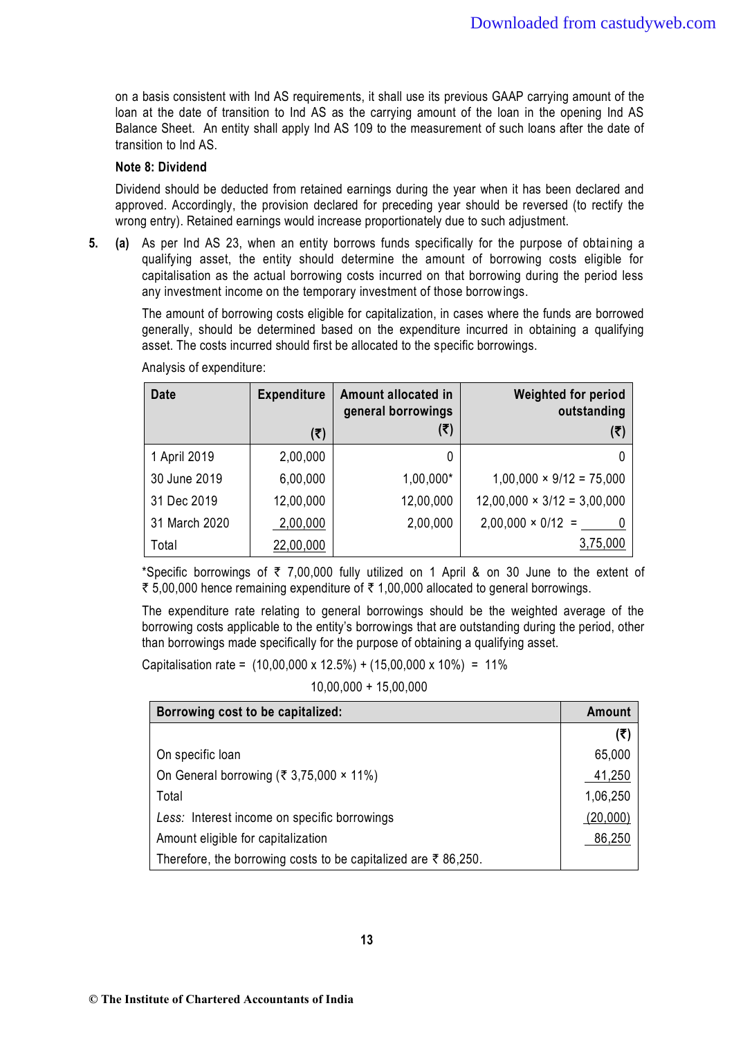on a basis consistent with Ind AS requirements, it shall use its previous GAAP carrying amount of the loan at the date of transition to Ind AS as the carrying amount of the loan in the opening Ind AS Balance Sheet. An entity shall apply Ind AS 109 to the measurement of such loans after the date of transition to Ind AS.

**Note 8: Dividend**

Dividend should be deducted from retained earnings during the year when it has been declared and approved. Accordingly, the provision declared for preceding year should be reversed (to rectify the wrong entry). Retained earnings would increase proportionately due to such adjustment.

**5. (a)** As per Ind AS 23, when an entity borrows funds specifically for the purpose of obtaining a qualifying asset, the entity should determine the amount of borrowing costs eligible for capitalisation as the actual borrowing costs incurred on that borrowing during the period less any investment income on the temporary investment of those borrowings.

The amount of borrowing costs eligible for capitalization, in cases where the funds are borrowed generally, should be determined based on the expenditure incurred in obtaining a qualifying asset. The costs incurred should first be allocated to the specific borrowings.

Analysis of expenditure:

| Date | Expenditure (₹) | Amount allocated in general borrowings (₹) | Weighted for period outstanding (₹) |
|---|---|---|---|
| 1 April 2019 | 2,00,000 | 0 | 0 |
| 30 June 2019 | 6,00,000 | 1,00,000* | 1,00,000 × 9/12 = 75,000 |
| 31 Dec 2019 | 12,00,000 | 12,00,000 | 12,00,000 × 3/12 = 3,00,000 |
| 31 March 2020 | 2,00,000 | 2,00,000 | 2,00,000 × 0/12 = 0 |
| Total | 22,00,000 | | 3,75,000 |

*Specific borrowings of ₹ 7,00,000 fully utilized on 1 April & on 30 June to the extent of ₹ 5,00,000 hence remaining expenditure of ₹ 1,00,000 allocated to general borrowings.

The expenditure rate relating to general borrowings should be the weighted average of the borrowing costs applicable to the entity's borrowings that are outstanding during the period, other than borrowings made specifically for the purpose of obtaining a qualifying asset.

$$\text{Capitalisation rate} = \frac{(10,00,000 \times 12.5\%) + (15,00,000 \times 10\%)}{10,00,000 + 15,00,000} = 11\%$$

| Borrowing cost to be capitalized: | Amount (₹) |
|---|---|
| On specific loan | 65,000 |
| On General borrowing (₹ 3,75,000 × 11%) | 41,250 |
| Total | 1,06,250 |
| *Less:* Interest income on specific borrowings | (20,000) |
| Amount eligible for capitalization | 86,250 |
| Therefore, the borrowing costs to be capitalized are ₹ 86,250. | |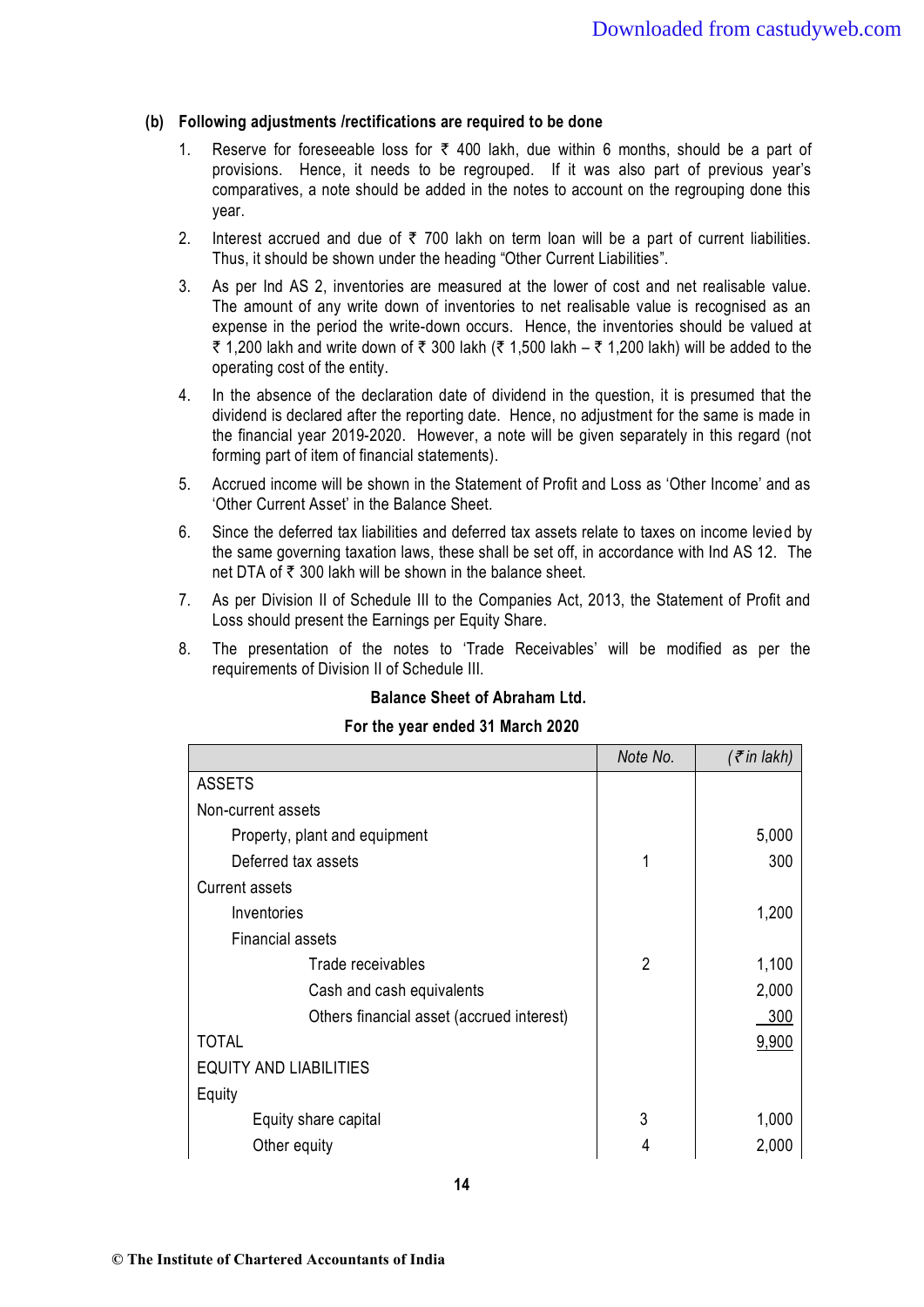**(b) Following adjustments /rectifications are required to be done**

1. Reserve for foreseeable loss for ₹ 400 lakh, due within 6 months, should be a part of provisions. Hence, it needs to be regrouped. If it was also part of previous year's comparatives, a note should be added in the notes to account on the regrouping done this year.
2. Interest accrued and due of ₹ 700 lakh on term loan will be a part of current liabilities. Thus, it should be shown under the heading "Other Current Liabilities".
3. As per Ind AS 2, inventories are measured at the lower of cost and net realisable value. The amount of any write down of inventories to net realisable value is recognised as an expense in the period the write-down occurs. Hence, the inventories should be valued at ₹ 1,200 lakh and write down of ₹ 300 lakh (₹ 1,500 lakh – ₹ 1,200 lakh) will be added to the operating cost of the entity.
4. In the absence of the declaration date of dividend in the question, it is presumed that the dividend is declared after the reporting date. Hence, no adjustment for the same is made in the financial year 2019-2020. However, a note will be given separately in this regard (not forming part of item of financial statements).
5. Accrued income will be shown in the Statement of Profit and Loss as 'Other Income' and as 'Other Current Asset' in the Balance Sheet.
6. Since the deferred tax liabilities and deferred tax assets relate to taxes on income levied by the same governing taxation laws, these shall be set off, in accordance with Ind AS 12. The net DTA of ₹ 300 lakh will be shown in the balance sheet.
7. As per Division II of Schedule III to the Companies Act, 2013, the Statement of Profit and Loss should present the Earnings per Equity Share.
8. The presentation of the notes to 'Trade Receivables' will be modified as per the requirements of Division II of Schedule III.

**Balance Sheet of Abraham Ltd.**

**For the year ended 31 March 2020**

| | *Note No.* | *(₹ in lakh)* |
|---|---|---|
| ASSETS | | |
| Non-current assets | | |
| Property, plant and equipment | | 5,000 |
| Deferred tax assets | 1 | 300 |
| Current assets | | |
| Inventories | | 1,200 |
| Financial assets | | |
| Trade receivables | 2 | 1,100 |
| Cash and cash equivalents | | 2,000 |
| Others financial asset (accrued interest) | | 300 |
| TOTAL | | 9,900 |
| EQUITY AND LIABILITIES | | |
| Equity | | |
| Equity share capital | 3 | 1,000 |
| Other equity | 4 | 2,000 |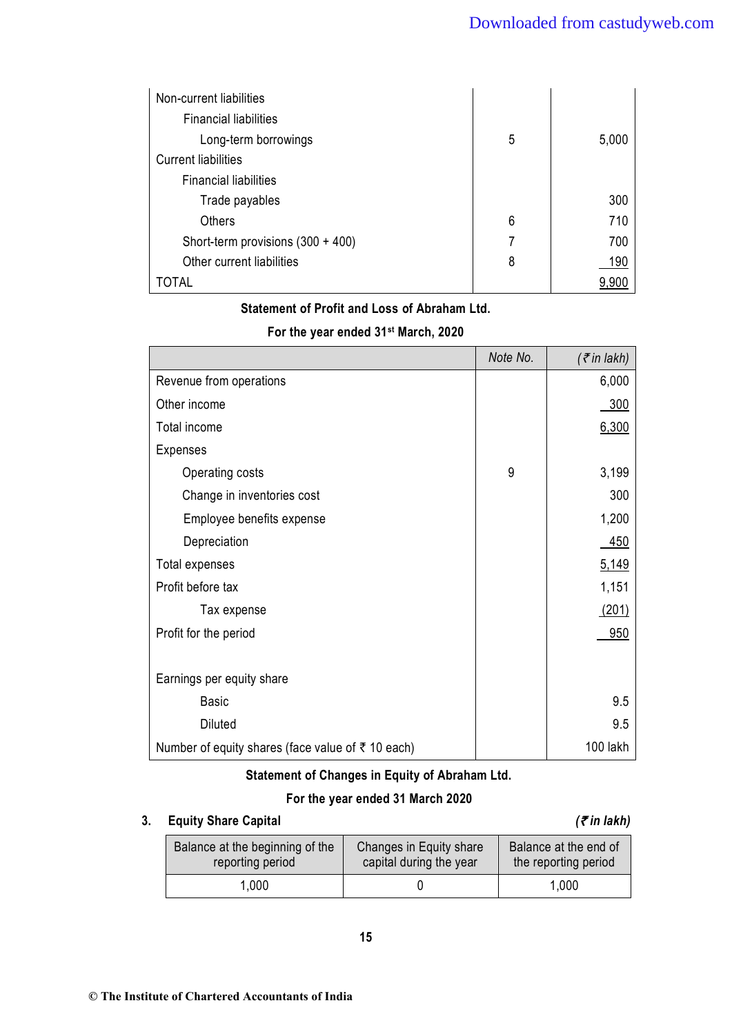| | | |
|---|---|---|
| Non-current liabilities | | |
| Financial liabilities | | |
| Long-term borrowings | 5 | 5,000 |
| Current liabilities | | |
| Financial liabilities | | |
| Trade payables | | 300 |
| Others | 6 | 710 |
| Short-term provisions (300 + 400) | 7 | 700 |
| Other current liabilities | 8 | 190 |
| TOTAL | | 9,900 |

**Statement of Profit and Loss of Abraham Ltd.**

**For the year ended 31st March, 2020**

| | Note No. | (₹ in lakh) |
|---|---|---|
| Revenue from operations | | 6,000 |
| Other income | | 300 |
| Total income | | 6,300 |
| Expenses | | |
| Operating costs | 9 | 3,199 |
| Change in inventories cost | | 300 |
| Employee benefits expense | | 1,200 |
| Depreciation | | 450 |
| Total expenses | | 5,149 |
| Profit before tax | | 1,151 |
| Tax expense | | (201) |
| Profit for the period | | 950 |
| | | |
| Earnings per equity share | | |
| Basic | | 9.5 |
| Diluted | | 9.5 |
| Number of equity shares (face value of ₹ 10 each) | | 100 lakh |

**Statement of Changes in Equity of Abraham Ltd.**

**For the year ended 31 March 2020**

**3. Equity Share Capital** *(₹ in lakh)*

| Balance at the beginning of the reporting period | Changes in Equity share capital during the year | Balance at the end of the reporting period |
|---|---|---|
| 1,000 | 0 | 1,000 |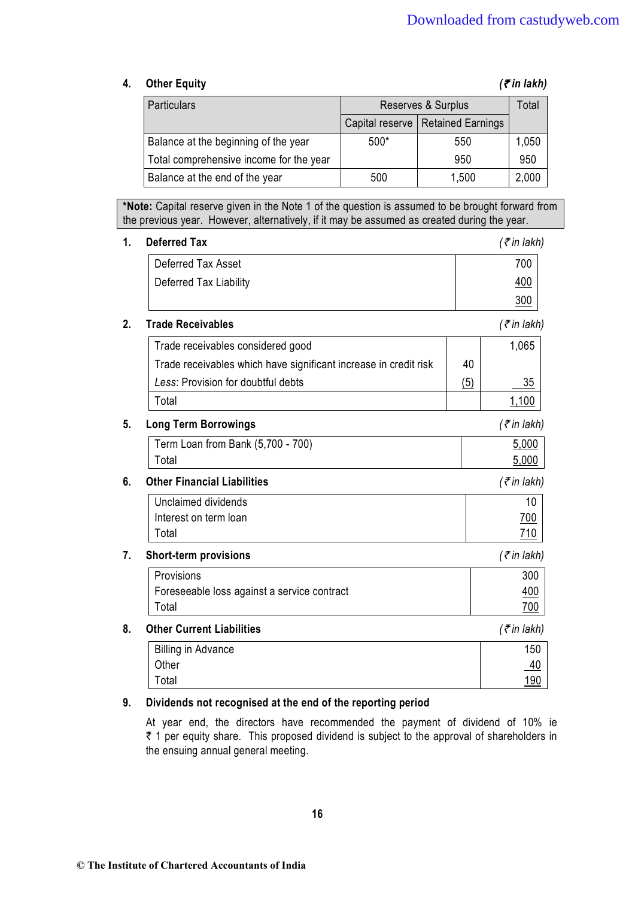**4. Other Equity** *(₹ in lakh)*

| Particulars | Reserves & Surplus | | Total |
|---|---|---|---|
| | Capital reserve | Retained Earnings | |
| Balance at the beginning of the year | 500* | 550 | 1,050 |
| Total comprehensive income for the year | | 950 | 950 |
| Balance at the end of the year | 500 | 1,500 | 2,000 |

***Note:** Capital reserve given in the Note 1 of the question is assumed to be brought forward from the previous year. However, alternatively, if it may be assumed as created during the year.

**1. Deferred Tax** *(₹ in lakh)*

| | |
|---|---|
| Deferred Tax Asset | 700 |
| Deferred Tax Liability | 400 |
| | 300 |

**2. Trade Receivables** *(₹ in lakh)*

| | | |
|---|---|---|
| Trade receivables considered good | | 1,065 |
| Trade receivables which have significant increase in credit risk | 40 | |
| *Less*: Provision for doubtful debts | (5) | 35 |
| Total | | 1,100 |

**5. Long Term Borrowings** *(₹ in lakh)*

| | |
|---|---|
| Term Loan from Bank (5,700 - 700) | 5,000 |
| Total | 5,000 |

**6. Other Financial Liabilities** *(₹ in lakh)*

| | |
|---|---|
| Unclaimed dividends | 10 |
| Interest on term loan | 700 |
| Total | 710 |

**7. Short-term provisions** *(₹ in lakh)*

| | |
|---|---|
| Provisions | 300 |
| Foreseeable loss against a service contract | 400 |
| Total | 700 |

**8. Other Current Liabilities** *(₹ in lakh)*

| | |
|---|---|
| Billing in Advance | 150 |
| Other | 40 |
| Total | 190 |

**9. Dividends not recognised at the end of the reporting period**

At year end, the directors have recommended the payment of dividend of 10% ie ₹ 1 per equity share. This proposed dividend is subject to the approval of shareholders in the ensuing annual general meeting.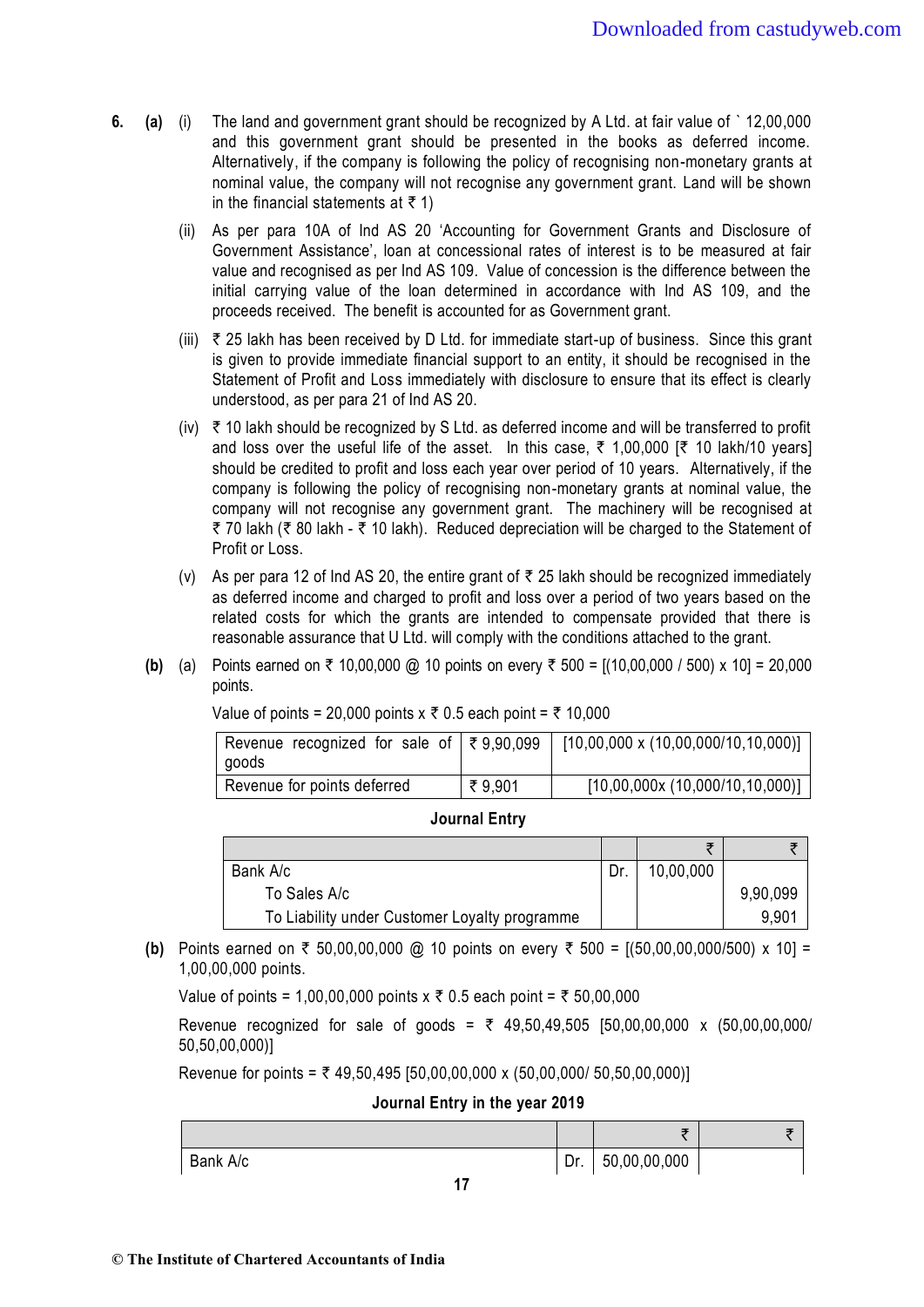**6. (a)** (i) The land and government grant should be recognized by A Ltd. at fair value of ` 12,00,000 and this government grant should be presented in the books as deferred income. Alternatively, if the company is following the policy of recognising non-monetary grants at nominal value, the company will not recognise any government grant. Land will be shown in the financial statements at ₹ 1)

(ii) As per para 10A of Ind AS 20 'Accounting for Government Grants and Disclosure of Government Assistance', loan at concessional rates of interest is to be measured at fair value and recognised as per Ind AS 109. Value of concession is the difference between the initial carrying value of the loan determined in accordance with Ind AS 109, and the proceeds received. The benefit is accounted for as Government grant.

(iii) ₹ 25 lakh has been received by D Ltd. for immediate start-up of business. Since this grant is given to provide immediate financial support to an entity, it should be recognised in the Statement of Profit and Loss immediately with disclosure to ensure that its effect is clearly understood, as per para 21 of Ind AS 20.

(iv) ₹ 10 lakh should be recognized by S Ltd. as deferred income and will be transferred to profit and loss over the useful life of the asset. In this case, ₹ 1,00,000 [₹ 10 lakh/10 years] should be credited to profit and loss each year over period of 10 years. Alternatively, if the company is following the policy of recognising non-monetary grants at nominal value, the company will not recognise any government grant. The machinery will be recognised at ₹ 70 lakh (₹ 80 lakh - ₹ 10 lakh). Reduced depreciation will be charged to the Statement of Profit or Loss.

(v) As per para 12 of Ind AS 20, the entire grant of ₹ 25 lakh should be recognized immediately as deferred income and charged to profit and loss over a period of two years based on the related costs for which the grants are intended to compensate provided that there is reasonable assurance that U Ltd. will comply with the conditions attached to the grant.

**(b)** (a) Points earned on ₹ 10,00,000 @ 10 points on every ₹ 500 = [(10,00,000 / 500) x 10] = 20,000 points.

Value of points = 20,000 points x ₹ 0.5 each point = ₹ 10,000

| | | |
|---|---|---|
| Revenue recognized for sale of goods | ₹ 9,90,099 | [10,00,000 x (10,00,000/10,10,000)] |
| Revenue for points deferred | ₹ 9,901 | [10,00,000x (10,000/10,10,000)] |

**Journal Entry**

| | | ₹ | ₹ |
|---|---|---|---|
| Bank A/c | Dr. | 10,00,000 | |
| To Sales A/c | | | 9,90,099 |
| To Liability under Customer Loyalty programme | | | 9,901 |

**(b)** Points earned on ₹ 50,00,00,000 @ 10 points on every ₹ 500 = [(50,00,00,000/500) x 10] = 1,00,00,000 points.

Value of points = 1,00,00,000 points x ₹ 0.5 each point = ₹ 50,00,000

Revenue recognized for sale of goods = ₹ 49,50,49,505 [50,00,00,000 x (50,00,00,000/ 50,50,00,000)]

Revenue for points = ₹ 49,50,495 [50,00,00,000 x (50,00,000/ 50,50,00,000)]

**Journal Entry in the year 2019**

| | | ₹ | ₹ |
|---|---|---|---|
| Bank A/c | Dr. | 50,00,00,000 | |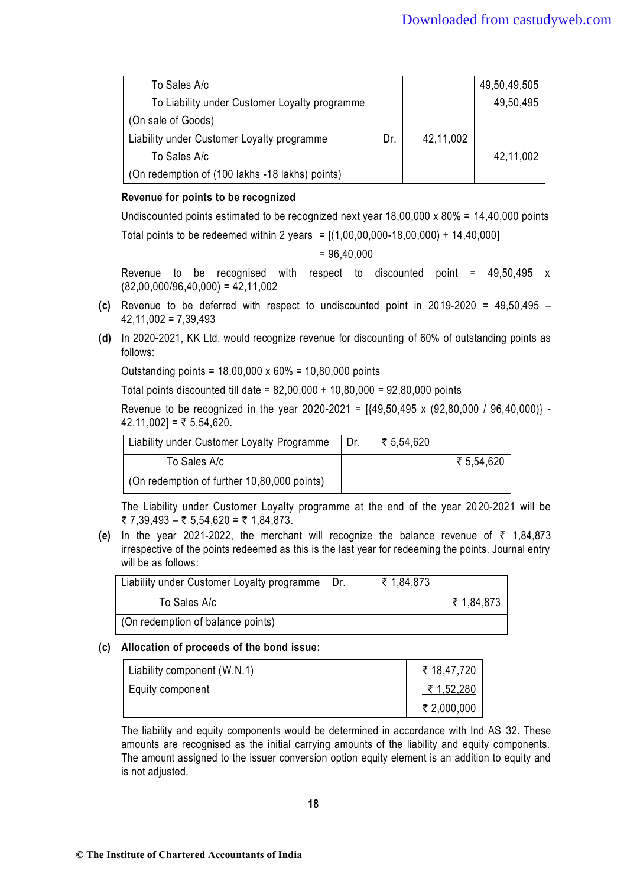| | | | |
|---|---|---|---|
| To Sales A/c | | | 49,50,49,505 |
| To Liability under Customer Loyalty programme | | | 49,50,495 |
| (On sale of Goods) | | | |
| Liability under Customer Loyalty programme | Dr. | 42,11,002 | |
| To Sales A/c | | | 42,11,002 |
| (On redemption of (100 lakhs -18 lakhs) points) | | | |

**Revenue for points to be recognized**

Undiscounted points estimated to be recognized next year 18,00,000 x 80% = 14,40,000 points

Total points to be redeemed within 2 years = [(1,00,00,000-18,00,000) + 14,40,000]

= 96,40,000

Revenue to be recognised with respect to discounted point = 49,50,495 x (82,00,000/96,40,000) = 42,11,002

**(c)** Revenue to be deferred with respect to undiscounted point in 2019-2020 = 49,50,495 – 42,11,002 = 7,39,493

**(d)** In 2020-2021, KK Ltd. would recognize revenue for discounting of 60% of outstanding points as follows:

Outstanding points = 18,00,000 x 60% = 10,80,000 points

Total points discounted till date = 82,00,000 + 10,80,000 = 92,80,000 points

Revenue to be recognized in the year 2020-2021 = [{49,50,495 x (92,80,000 / 96,40,000)} - 42,11,002] = ₹ 5,54,620.

| | | | |
|---|---|---|---|
| Liability under Customer Loyalty Programme | Dr. | ₹ 5,54,620 | |
| To Sales A/c | | | ₹ 5,54,620 |
| (On redemption of further 10,80,000 points) | | | |

The Liability under Customer Loyalty programme at the end of the year 2020-2021 will be ₹ 7,39,493 – ₹ 5,54,620 = ₹ 1,84,873.

**(e)** In the year 2021-2022, the merchant will recognize the balance revenue of ₹ 1,84,873 irrespective of the points redeemed as this is the last year for redeeming the points. Journal entry will be as follows:

| | | | |
|---|---|---|---|
| Liability under Customer Loyalty programme | Dr. | ₹ 1,84,873 | |
| To Sales A/c | | | ₹ 1,84,873 |
| (On redemption of balance points) | | | |

**(c) Allocation of proceeds of the bond issue:**

| | |
|---|---|
| Liability component (W.N.1) | ₹ 18,47,720 |
| Equity component | ₹ 1,52,280 |
| | ₹ 2,000,000 |

The liability and equity components would be determined in accordance with Ind AS 32. These amounts are recognised as the initial carrying amounts of the liability and equity components. The amount assigned to the issuer conversion option equity element is an addition to equity and is not adjusted.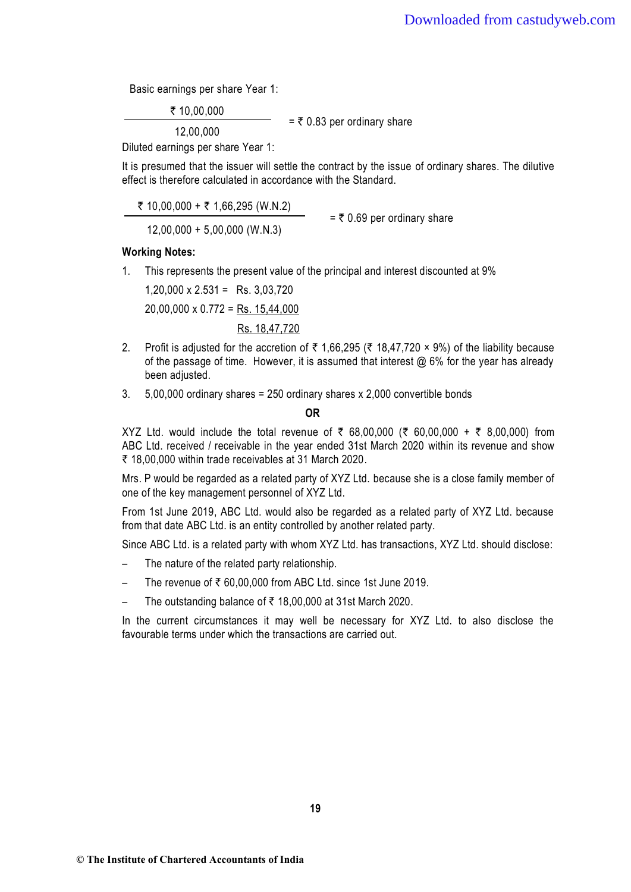Basic earnings per share Year 1:

$$\frac{₹\ 10,00,000}{12,00,000} = ₹\ 0.83 \text{ per ordinary share}$$

Diluted earnings per share Year 1:

It is presumed that the issuer will settle the contract by the issue of ordinary shares. The dilutive effect is therefore calculated in accordance with the Standard.

$$\frac{₹\ 10,00,000 + ₹\ 1,66,295 \text{ (W.N.2)}}{12,00,000 + 5,00,000 \text{ (W.N.3)}} = ₹\ 0.69 \text{ per ordinary share}$$

**Working Notes:**

1. This represents the present value of the principal and interest discounted at 9%

   1,20,000 x 2.531 = Rs. 3,03,720

   20,00,000 x 0.772 = Rs. 15,44,000

   Rs. 18,47,720

2. Profit is adjusted for the accretion of ₹ 1,66,295 (₹ 18,47,720 × 9%) of the liability because of the passage of time. However, it is assumed that interest @ 6% for the year has already been adjusted.

3. 5,00,000 ordinary shares = 250 ordinary shares x 2,000 convertible bonds

**OR**

XYZ Ltd. would include the total revenue of ₹ 68,00,000 (₹ 60,00,000 + ₹ 8,00,000) from ABC Ltd. received / receivable in the year ended 31st March 2020 within its revenue and show ₹ 18,00,000 within trade receivables at 31 March 2020.

Mrs. P would be regarded as a related party of XYZ Ltd. because she is a close family member of one of the key management personnel of XYZ Ltd.

From 1st June 2019, ABC Ltd. would also be regarded as a related party of XYZ Ltd. because from that date ABC Ltd. is an entity controlled by another related party.

Since ABC Ltd. is a related party with whom XYZ Ltd. has transactions, XYZ Ltd. should disclose:

- The nature of the related party relationship.
- The revenue of ₹ 60,00,000 from ABC Ltd. since 1st June 2019.
- The outstanding balance of ₹ 18,00,000 at 31st March 2020.

In the current circumstances it may well be necessary for XYZ Ltd. to also disclose the favourable terms under which the transactions are carried out.